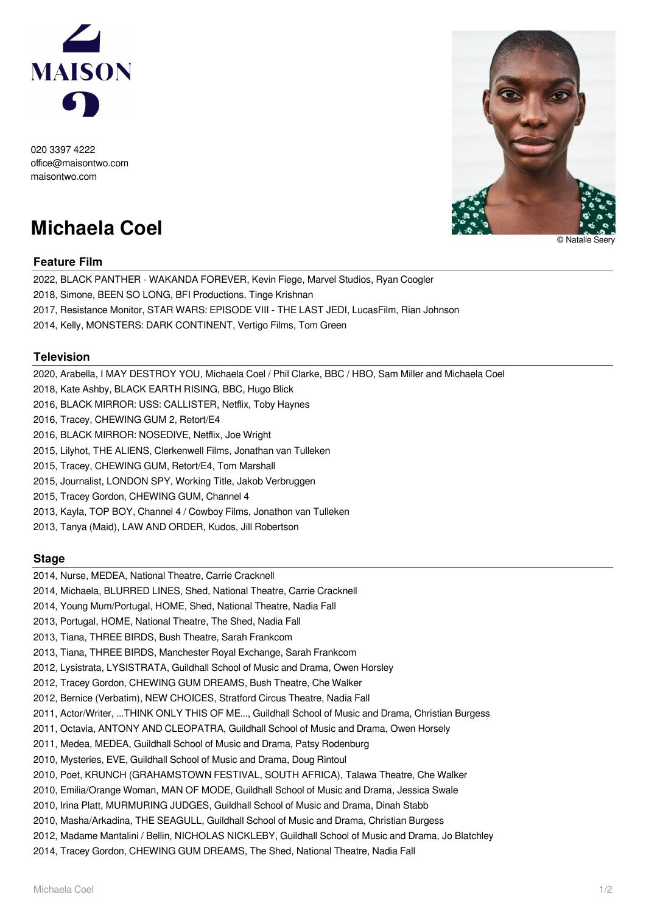020 3397 4222
office@maisontwo.com
maisontwo.com

# Michaela Coel

© Natalie Seery

## Feature Film

2022, BLACK PANTHER - WAKANDA FOREVER, Kevin Fiege, Marvel Studios, Ryan Coogler
2018, Simone, BEEN SO LONG, BFI Productions, Tinge Krishnan
2017, Resistance Monitor, STAR WARS: EPISODE VIII - THE LAST JEDI, LucasFilm, Rian Johnson
2014, Kelly, MONSTERS: DARK CONTINENT, Vertigo Films, Tom Green

## Television

2020, Arabella, I MAY DESTROY YOU, Michaela Coel / Phil Clarke, BBC / HBO, Sam Miller and Michaela Coel
2018, Kate Ashby, BLACK EARTH RISING, BBC, Hugo Blick
2016, BLACK MIRROR: USS: CALLISTER, Netflix, Toby Haynes
2016, Tracey, CHEWING GUM 2, Retort/E4
2016, BLACK MIRROR: NOSEDIVE, Netflix, Joe Wright
2015, Lilyhot, THE ALIENS, Clerkenwell Films, Jonathan van Tulleken
2015, Tracey, CHEWING GUM, Retort/E4, Tom Marshall
2015, Journalist, LONDON SPY, Working Title, Jakob Verbruggen
2015, Tracey Gordon, CHEWING GUM, Channel 4
2013, Kayla, TOP BOY, Channel 4 / Cowboy Films, Jonathon van Tulleken
2013, Tanya (Maid), LAW AND ORDER, Kudos, Jill Robertson

## Stage

2014, Nurse, MEDEA, National Theatre, Carrie Cracknell
2014, Michaela, BLURRED LINES, Shed, National Theatre, Carrie Cracknell
2014, Young Mum/Portugal, HOME, Shed, National Theatre, Nadia Fall
2013, Portugal, HOME, National Theatre, The Shed, Nadia Fall
2013, Tiana, THREE BIRDS, Bush Theatre, Sarah Frankcom
2013, Tiana, THREE BIRDS, Manchester Royal Exchange, Sarah Frankcom
2012, Lysistrata, LYSISTRATA, Guildhall School of Music and Drama, Owen Horsley
2012, Tracey Gordon, CHEWING GUM DREAMS, Bush Theatre, Che Walker
2012, Bernice (Verbatim), NEW CHOICES, Stratford Circus Theatre, Nadia Fall
2011, Actor/Writer, ...THINK ONLY THIS OF ME..., Guildhall School of Music and Drama, Christian Burgess
2011, Octavia, ANTONY AND CLEOPATRA, Guildhall School of Music and Drama, Owen Horsely
2011, Medea, MEDEA, Guildhall School of Music and Drama, Patsy Rodenburg
2010, Mysteries, EVE, Guildhall School of Music and Drama, Doug Rintoul
2010, Poet, KRUNCH (GRAHAMSTOWN FESTIVAL, SOUTH AFRICA), Talawa Theatre, Che Walker
2010, Emilia/Orange Woman, MAN OF MODE, Guildhall School of Music and Drama, Jessica Swale
2010, Irina Platt, MURMURING JUDGES, Guildhall School of Music and Drama, Dinah Stabb
2010, Masha/Arkadina, THE SEAGULL, Guildhall School of Music and Drama, Christian Burgess
2012, Madame Mantalini / Bellin, NICHOLAS NICKLEBY, Guildhall School of Music and Drama, Jo Blatchley
2014, Tracey Gordon, CHEWING GUM DREAMS, The Shed, National Theatre, Nadia Fall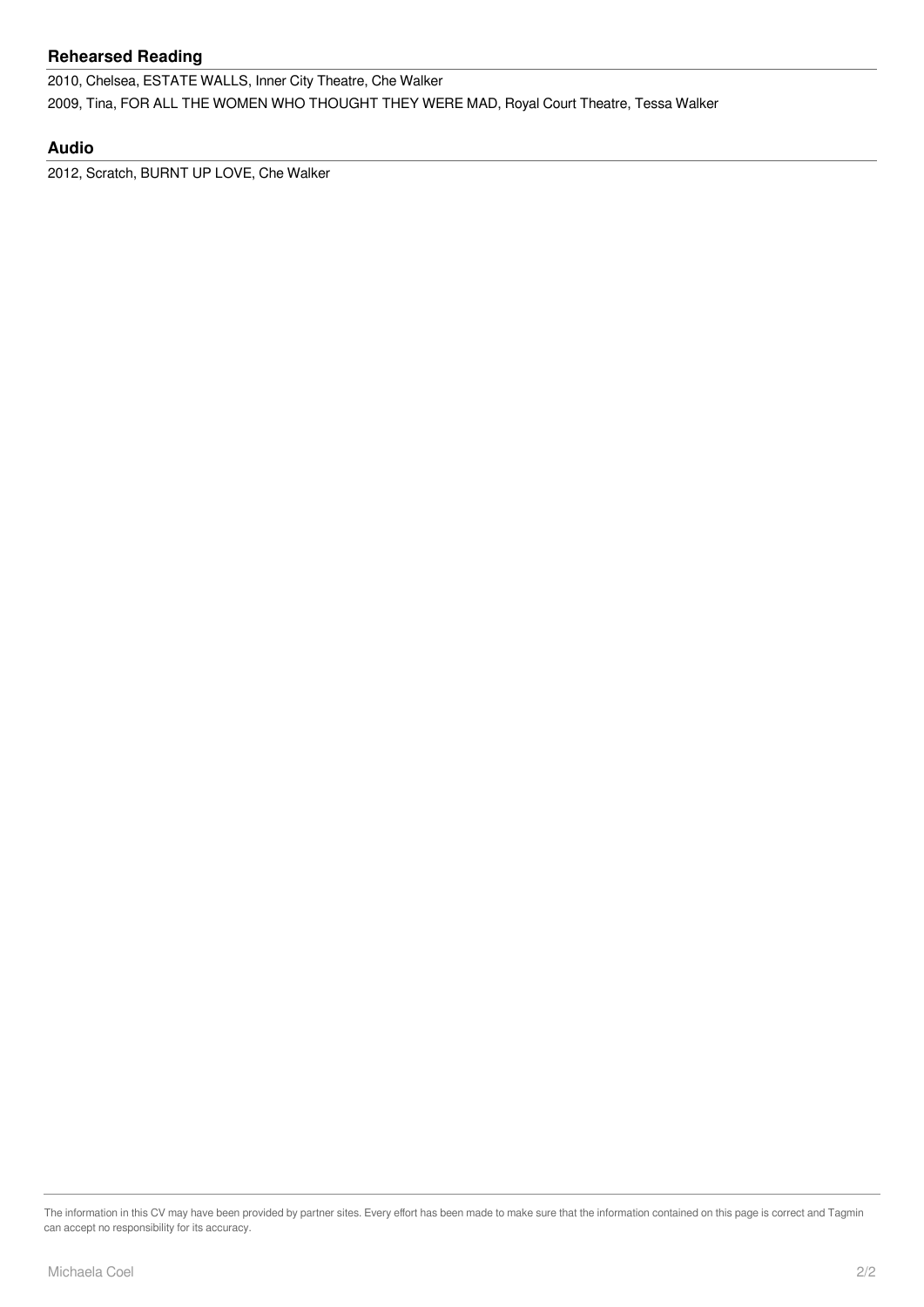### Rehearsed Reading

2010, Chelsea, ESTATE WALLS, Inner City Theatre, Che Walker

2009, Tina, FOR ALL THE WOMEN WHO THOUGHT THEY WERE MAD, Royal Court Theatre, Tessa Walker

### Audio

2012, Scratch, BURNT UP LOVE, Che Walker

The information in this CV may have been provided by partner sites. Every effort has been made to make sure that the information contained on this page is correct and Tagmin can accept no responsibility for its accuracy.